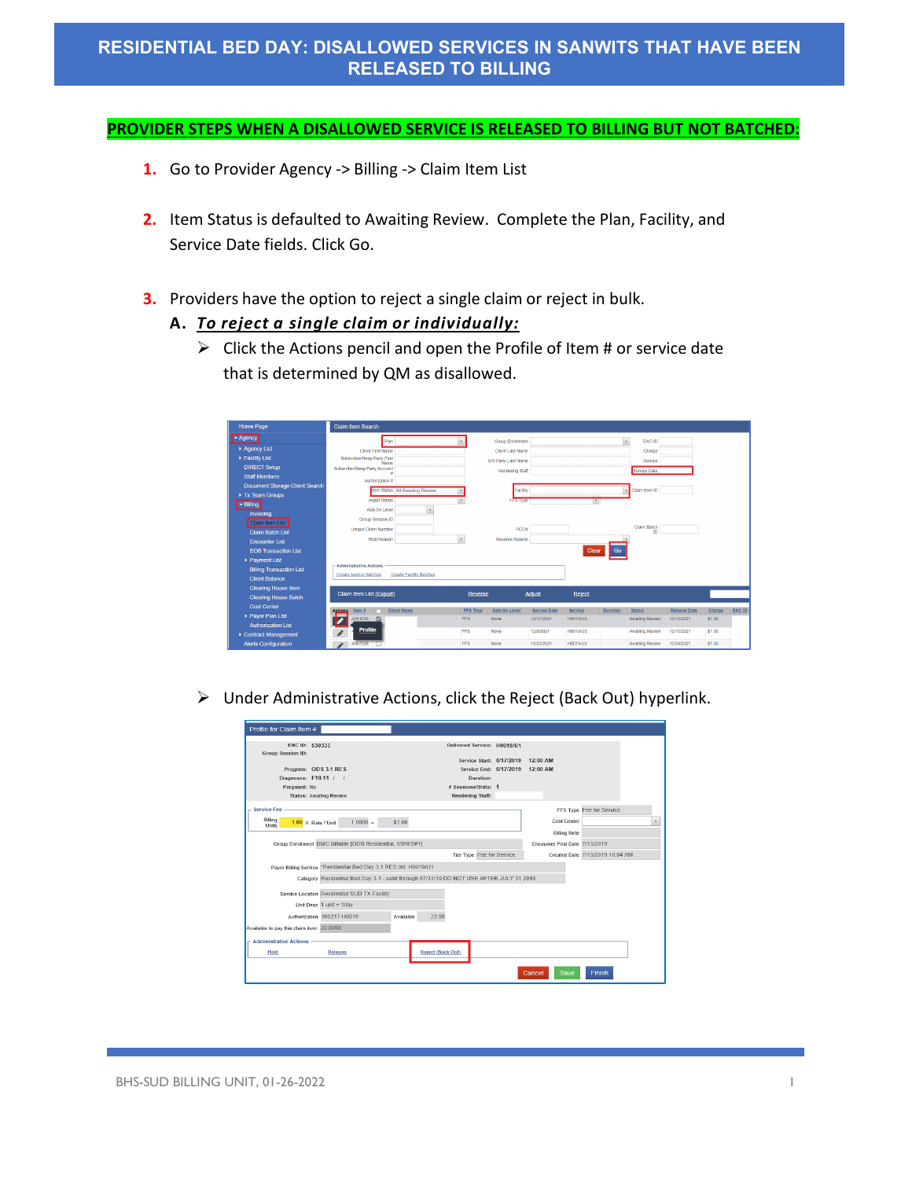# RESIDENTIAL BED DAY: DISALLOWED SERVICES IN SANWITS THAT HAVE BEEN RELEASED TO BILLING

**PROVIDER STEPS WHEN A DISALLOWED SERVICE IS RELEASED TO BILLING BUT NOT BATCHED:**

1. Go to Provider Agency -> Billing -> Claim Item List

2. Item Status is defaulted to Awaiting Review. Complete the Plan, Facility, and Service Date fields. Click Go.

3. Providers have the option to reject a single claim or reject in bulk.

   **A. *To reject a single claim or individually:***

   - Click the Actions pencil and open the Profile of Item # or service date that is determined by QM as disallowed.

   - Under Administrative Actions, click the Reject (Back Out) hyperlink.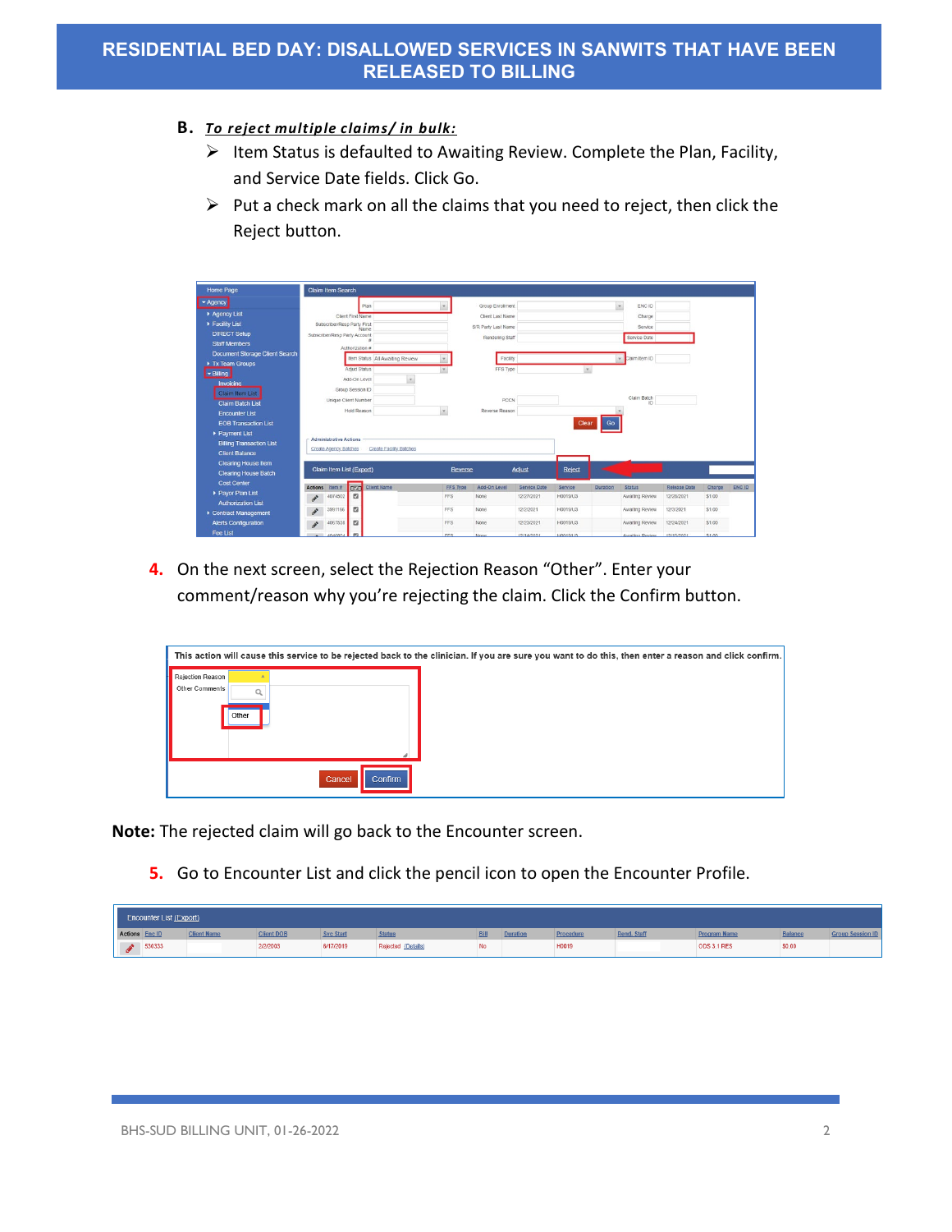**B. *To reject multiple claims/ in bulk:***

- ➢ Item Status is defaulted to Awaiting Review. Complete the Plan, Facility, and Service Date fields. Click Go.
- ➢ Put a check mark on all the claims that you need to reject, then click the Reject button.

4. On the next screen, select the Rejection Reason "Other". Enter your comment/reason why you're rejecting the claim. Click the Confirm button.

**Note:** The rejected claim will go back to the Encounter screen.

5. Go to Encounter List and click the pencil icon to open the Encounter Profile.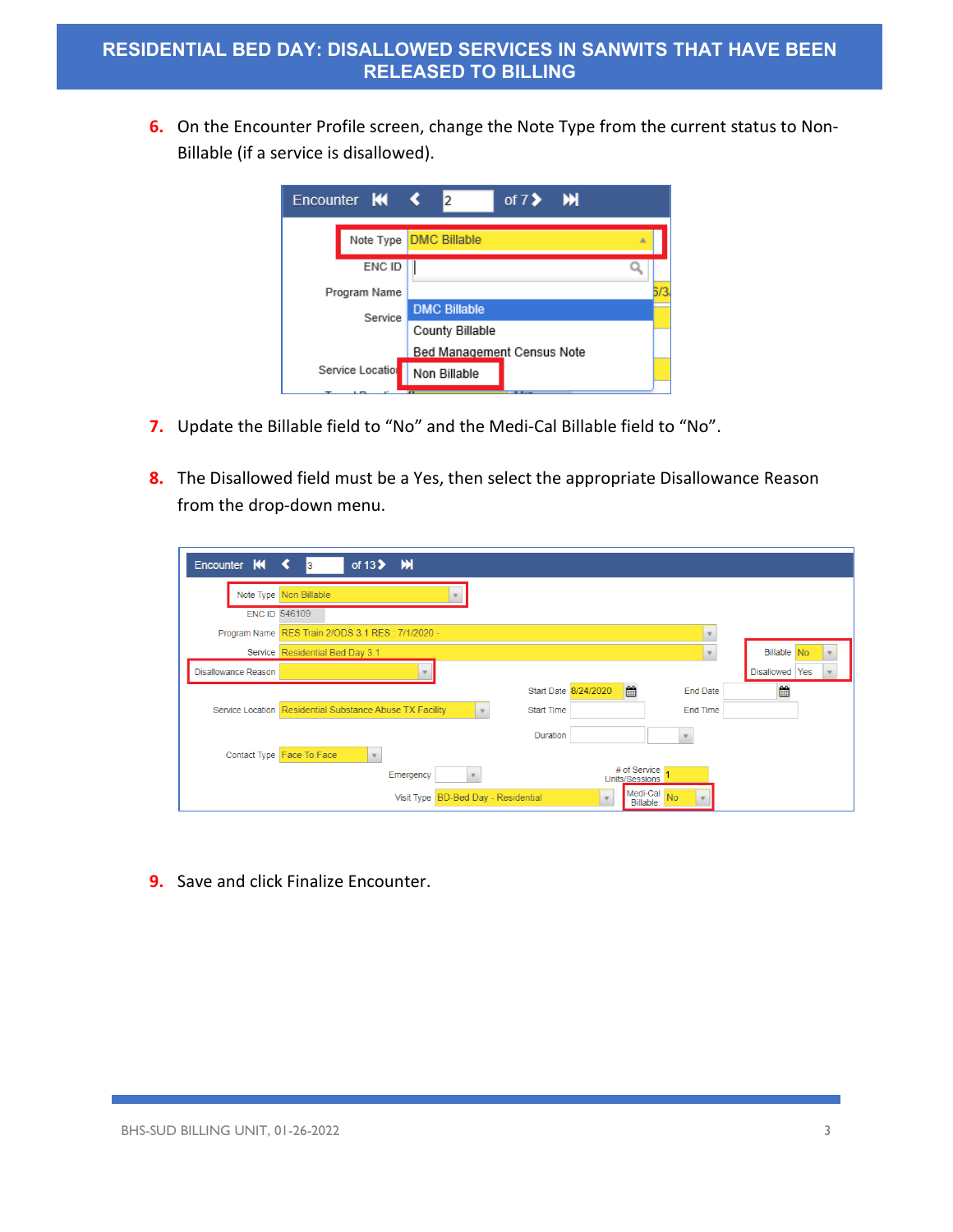# RESIDENTIAL BED DAY: DISALLOWED SERVICES IN SANWITS THAT HAVE BEEN RELEASED TO BILLING

6. On the Encounter Profile screen, change the Note Type from the current status to Non-Billable (if a service is disallowed).

7. Update the Billable field to "No" and the Medi-Cal Billable field to "No".

8. The Disallowed field must be a Yes, then select the appropriate Disallowance Reason from the drop-down menu.

9. Save and click Finalize Encounter.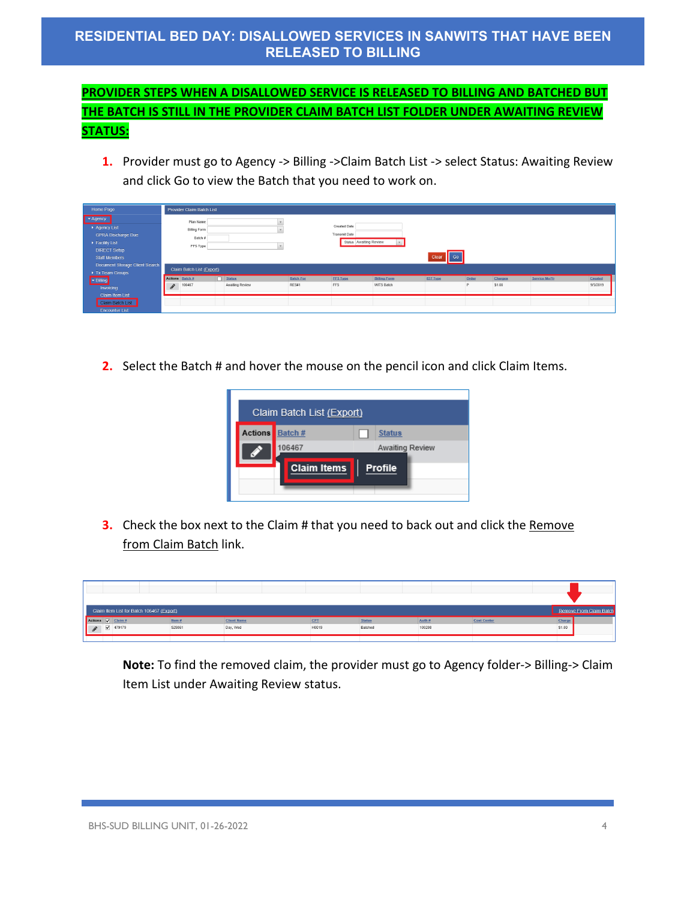# RESIDENTIAL BED DAY: DISALLOWED SERVICES IN SANWITS THAT HAVE BEEN RELEASED TO BILLING

**PROVIDER STEPS WHEN A DISALLOWED SERVICE IS RELEASED TO BILLING AND BATCHED BUT THE BATCH IS STILL IN THE PROVIDER CLAIM BATCH LIST FOLDER UNDER AWAITING REVIEW STATUS:**

1. Provider must go to Agency -> Billing ->Claim Batch List -> select Status: Awaiting Review and click Go to view the Batch that you need to work on.

2. Select the Batch # and hover the mouse on the pencil icon and click Claim Items.

3. Check the box next to the Claim # that you need to back out and click the Remove from Claim Batch link.

**Note:** To find the removed claim, the provider must go to Agency folder-> Billing-> Claim Item List under Awaiting Review status.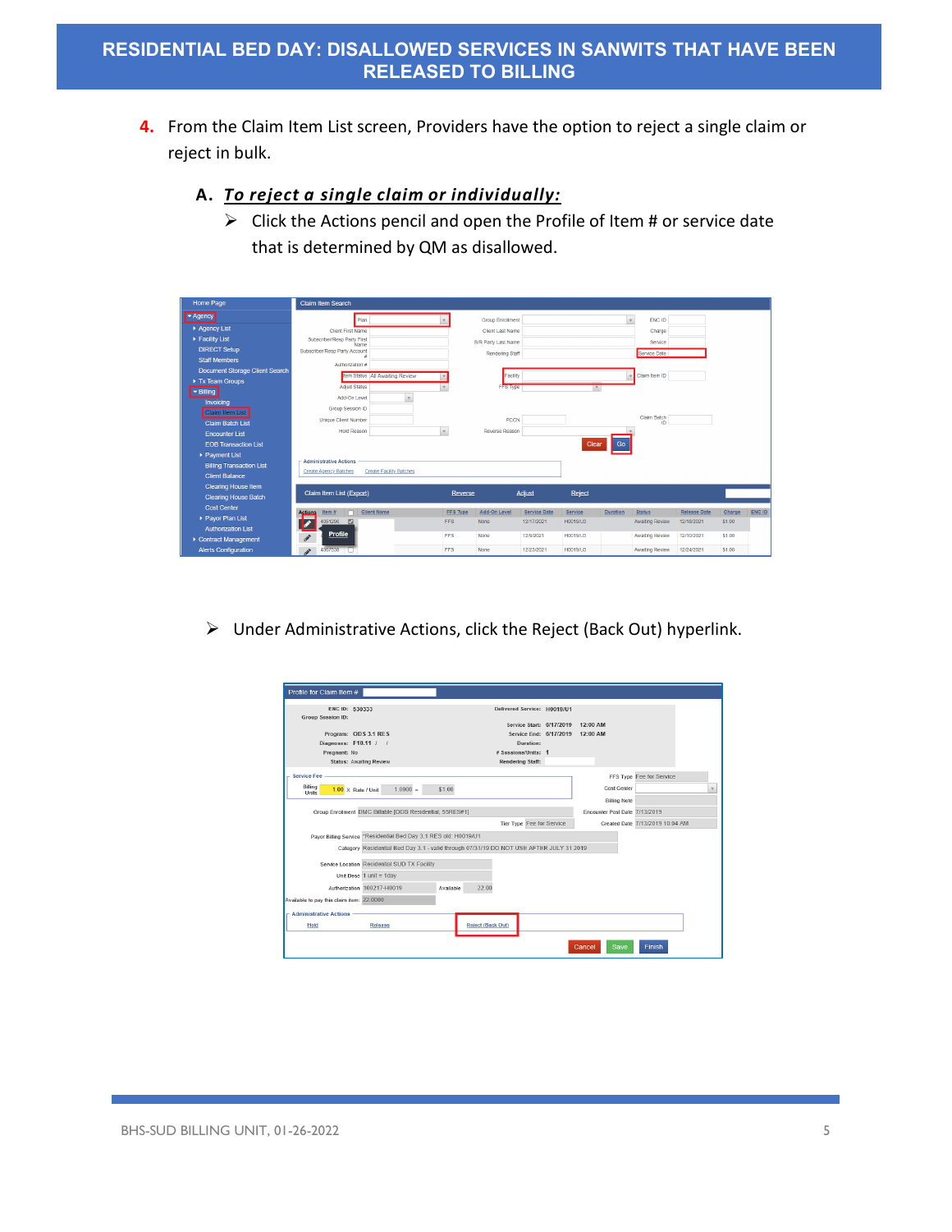# RESIDENTIAL BED DAY: DISALLOWED SERVICES IN SANWITS THAT HAVE BEEN RELEASED TO BILLING

4. From the Claim Item List screen, Providers have the option to reject a single claim or reject in bulk.

   **A. *To reject a single claim or individually:***

   - Click the Actions pencil and open the Profile of Item # or service date that is determined by QM as disallowed.

   - Under Administrative Actions, click the Reject (Back Out) hyperlink.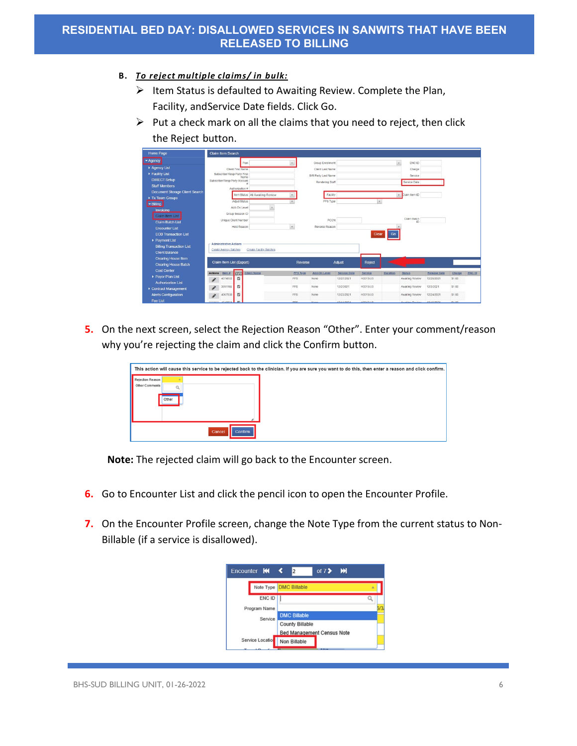**B. *To reject multiple claims/ in bulk:***

- Item Status is defaulted to Awaiting Review. Complete the Plan, Facility, andService Date fields. Click Go.
- Put a check mark on all the claims that you need to reject, then click the Reject button.

5. On the next screen, select the Rejection Reason "Other". Enter your comment/reason why you're rejecting the claim and click the Confirm button.

**Note:** The rejected claim will go back to the Encounter screen.

6. Go to Encounter List and click the pencil icon to open the Encounter Profile.

7. On the Encounter Profile screen, change the Note Type from the current status to Non-Billable (if a service is disallowed).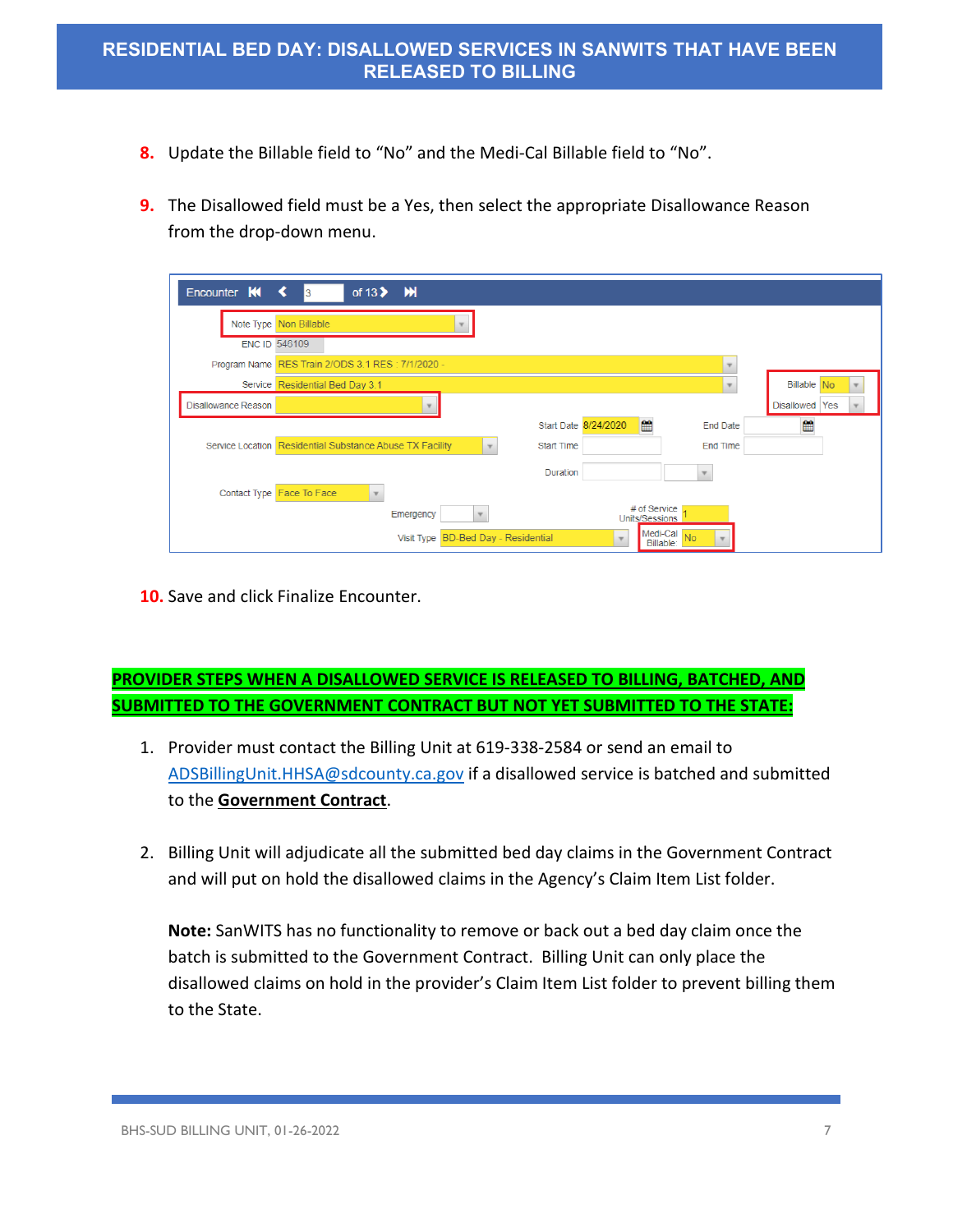# RESIDENTIAL BED DAY: DISALLOWED SERVICES IN SANWITS THAT HAVE BEEN RELEASED TO BILLING

8. Update the Billable field to "No" and the Medi-Cal Billable field to "No".

9. The Disallowed field must be a Yes, then select the appropriate Disallowance Reason from the drop-down menu.

10. Save and click Finalize Encounter.

**PROVIDER STEPS WHEN A DISALLOWED SERVICE IS RELEASED TO BILLING, BATCHED, AND SUBMITTED TO THE GOVERNMENT CONTRACT BUT NOT YET SUBMITTED TO THE STATE:**

1. Provider must contact the Billing Unit at 619-338-2584 or send an email to ADSBillingUnit.HHSA@sdcounty.ca.gov if a disallowed service is batched and submitted to the **Government Contract**.

2. Billing Unit will adjudicate all the submitted bed day claims in the Government Contract and will put on hold the disallowed claims in the Agency's Claim Item List folder.

   **Note:** SanWITS has no functionality to remove or back out a bed day claim once the batch is submitted to the Government Contract. Billing Unit can only place the disallowed claims on hold in the provider's Claim Item List folder to prevent billing them to the State.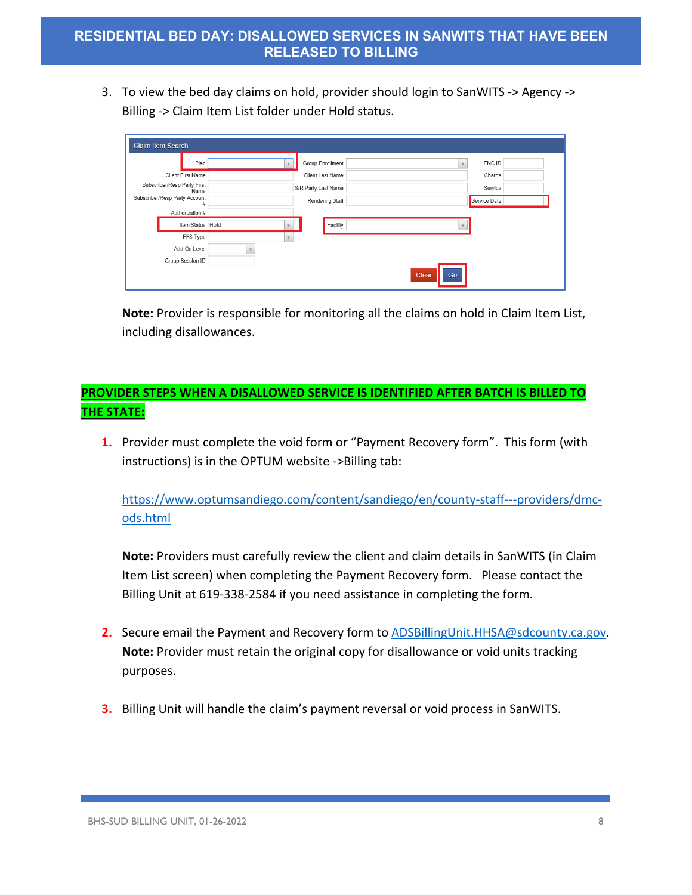# RESIDENTIAL BED DAY: DISALLOWED SERVICES IN SANWITS THAT HAVE BEEN RELEASED TO BILLING

3. To view the bed day claims on hold, provider should login to SanWITS -> Agency -> Billing -> Claim Item List folder under Hold status.

**Note:** Provider is responsible for monitoring all the claims on hold in Claim Item List, including disallowances.

## PROVIDER STEPS WHEN A DISALLOWED SERVICE IS IDENTIFIED AFTER BATCH IS BILLED TO THE STATE:

1. Provider must complete the void form or "Payment Recovery form". This form (with instructions) is in the OPTUM website ->Billing tab:

   https://www.optumsandiego.com/content/sandiego/en/county-staff---providers/dmc-ods.html

   **Note:** Providers must carefully review the client and claim details in SanWITS (in Claim Item List screen) when completing the Payment Recovery form. Please contact the Billing Unit at 619-338-2584 if you need assistance in completing the form.

2. Secure email the Payment and Recovery form to ADSBillingUnit.HHSA@sdcounty.ca.gov.
   **Note:** Provider must retain the original copy for disallowance or void units tracking purposes.

3. Billing Unit will handle the claim's payment reversal or void process in SanWITS.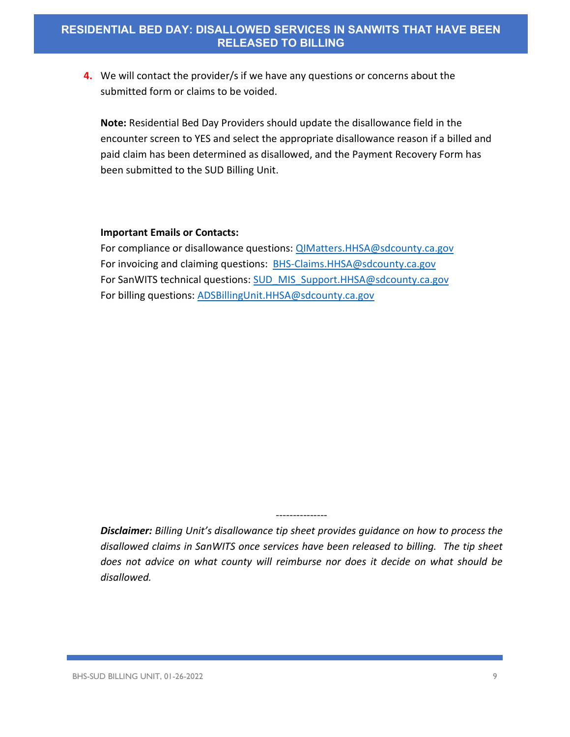4. We will contact the provider/s if we have any questions or concerns about the submitted form or claims to be voided.

   **Note:** Residential Bed Day Providers should update the disallowance field in the encounter screen to YES and select the appropriate disallowance reason if a billed and paid claim has been determined as disallowed, and the Payment Recovery Form has been submitted to the SUD Billing Unit.

**Important Emails or Contacts:**

For compliance or disallowance questions: QIMatters.HHSA@sdcounty.ca.gov
For invoicing and claiming questions: BHS-Claims.HHSA@sdcounty.ca.gov
For SanWITS technical questions: SUD_MIS_Support.HHSA@sdcounty.ca.gov
For billing questions: ADSBillingUnit.HHSA@sdcounty.ca.gov

---------------

***Disclaimer:*** *Billing Unit's disallowance tip sheet provides guidance on how to process the disallowed claims in SanWITS once services have been released to billing. The tip sheet does not advice on what county will reimburse nor does it decide on what should be disallowed.*